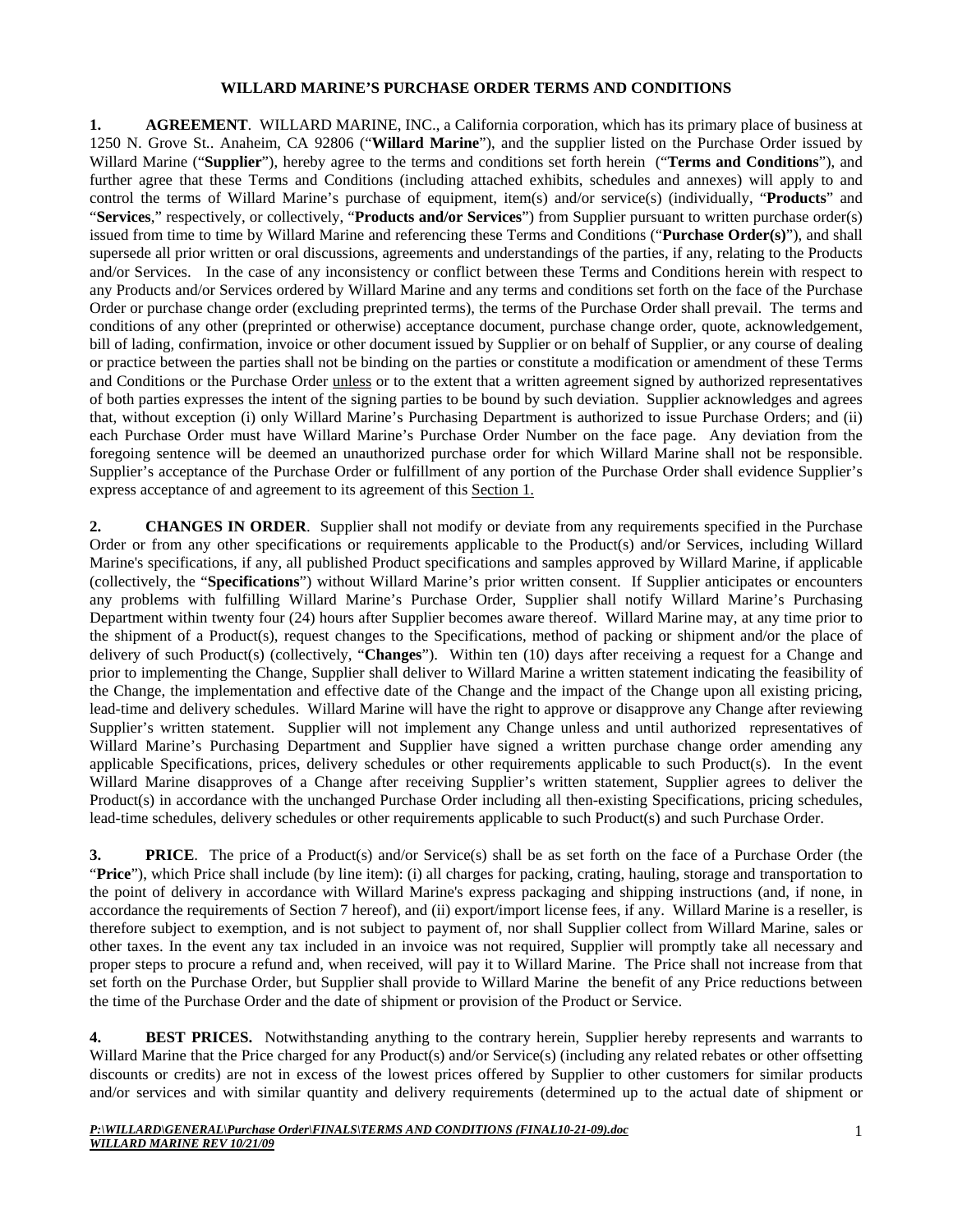# WILLARD MARINE'S PURCHASE ORDER TERMS AND CONDITIONS

**1. AGREEMENT**. WILLARD MARINE, INC., a California corporation, which has its primary place of business at 1250 N. Grove St.. Anaheim, CA 92806 ("**Willard Marine**"), and the supplier listed on the Purchase Order issued by Willard Marine ("**Supplier**"), hereby agree to the terms and conditions set forth herein ("**Terms and Conditions**"), and further agree that these Terms and Conditions (including attached exhibits, schedules and annexes) will apply to and control the terms of Willard Marine's purchase of equipment, item(s) and/or service(s) (individually, "**Products**" and "**Services**," respectively, or collectively, "**Products and/or Services**") from Supplier pursuant to written purchase order(s) issued from time to time by Willard Marine and referencing these Terms and Conditions ("**Purchase Order(s)**"), and shall supersede all prior written or oral discussions, agreements and understandings of the parties, if any, relating to the Products and/or Services. In the case of any inconsistency or conflict between these Terms and Conditions herein with respect to any Products and/or Services ordered by Willard Marine and any terms and conditions set forth on the face of the Purchase Order or purchase change order (excluding preprinted terms), the terms of the Purchase Order shall prevail. The terms and conditions of any other (preprinted or otherwise) acceptance document, purchase change order, quote, acknowledgement, bill of lading, confirmation, invoice or other document issued by Supplier or on behalf of Supplier, or any course of dealing or practice between the parties shall not be binding on the parties or constitute a modification or amendment of these Terms and Conditions or the Purchase Order unless or to the extent that a written agreement signed by authorized representatives of both parties expresses the intent of the signing parties to be bound by such deviation. Supplier acknowledges and agrees that, without exception (i) only Willard Marine's Purchasing Department is authorized to issue Purchase Orders; and (ii) each Purchase Order must have Willard Marine's Purchase Order Number on the face page. Any deviation from the foregoing sentence will be deemed an unauthorized purchase order for which Willard Marine shall not be responsible. Supplier's acceptance of the Purchase Order or fulfillment of any portion of the Purchase Order shall evidence Supplier's express acceptance of and agreement to its agreement of this Section 1.

**2. CHANGES IN ORDER**. Supplier shall not modify or deviate from any requirements specified in the Purchase Order or from any other specifications or requirements applicable to the Product(s) and/or Services, including Willard Marine's specifications, if any, all published Product specifications and samples approved by Willard Marine, if applicable (collectively, the "**Specifications**") without Willard Marine's prior written consent. If Supplier anticipates or encounters any problems with fulfilling Willard Marine's Purchase Order, Supplier shall notify Willard Marine's Purchasing Department within twenty four (24) hours after Supplier becomes aware thereof. Willard Marine may, at any time prior to the shipment of a Product(s), request changes to the Specifications, method of packing or shipment and/or the place of delivery of such Product(s) (collectively, "**Changes**"). Within ten (10) days after receiving a request for a Change and prior to implementing the Change, Supplier shall deliver to Willard Marine a written statement indicating the feasibility of the Change, the implementation and effective date of the Change and the impact of the Change upon all existing pricing, lead-time and delivery schedules. Willard Marine will have the right to approve or disapprove any Change after reviewing Supplier's written statement. Supplier will not implement any Change unless and until authorized representatives of Willard Marine's Purchasing Department and Supplier have signed a written purchase change order amending any applicable Specifications, prices, delivery schedules or other requirements applicable to such Product(s). In the event Willard Marine disapproves of a Change after receiving Supplier's written statement, Supplier agrees to deliver the Product(s) in accordance with the unchanged Purchase Order including all then-existing Specifications, pricing schedules, lead-time schedules, delivery schedules or other requirements applicable to such Product(s) and such Purchase Order.

**3. PRICE**. The price of a Product(s) and/or Service(s) shall be as set forth on the face of a Purchase Order (the "**Price**"), which Price shall include (by line item): (i) all charges for packing, crating, hauling, storage and transportation to the point of delivery in accordance with Willard Marine's express packaging and shipping instructions (and, if none, in accordance the requirements of Section 7 hereof), and (ii) export/import license fees, if any. Willard Marine is a reseller, is therefore subject to exemption, and is not subject to payment of, nor shall Supplier collect from Willard Marine, sales or other taxes. In the event any tax included in an invoice was not required, Supplier will promptly take all necessary and proper steps to procure a refund and, when received, will pay it to Willard Marine. The Price shall not increase from that set forth on the Purchase Order, but Supplier shall provide to Willard Marine the benefit of any Price reductions between the time of the Purchase Order and the date of shipment or provision of the Product or Service.

**4. BEST PRICES.** Notwithstanding anything to the contrary herein, Supplier hereby represents and warrants to Willard Marine that the Price charged for any Product(s) and/or Service(s) (including any related rebates or other offsetting discounts or credits) are not in excess of the lowest prices offered by Supplier to other customers for similar products and/or services and with similar quantity and delivery requirements (determined up to the actual date of shipment or

*P:\WILLARD\GENERAL\Purchase Order\FINALS\TERMS AND CONDITIONS (FINAL10-21-09).doc*
*WILLARD MARINE REV 10/21/09*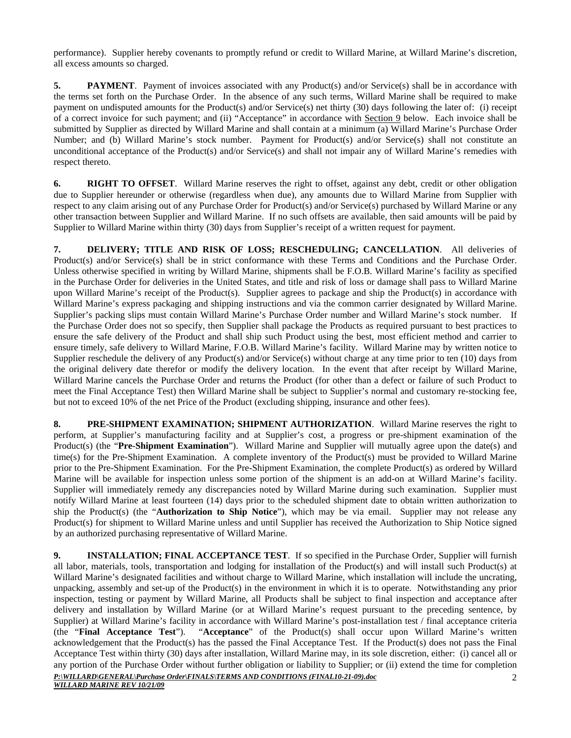performance). Supplier hereby covenants to promptly refund or credit to Willard Marine, at Willard Marine's discretion, all excess amounts so charged.

**5. PAYMENT**. Payment of invoices associated with any Product(s) and/or Service(s) shall be in accordance with the terms set forth on the Purchase Order. In the absence of any such terms, Willard Marine shall be required to make payment on undisputed amounts for the Product(s) and/or Service(s) net thirty (30) days following the later of: (i) receipt of a correct invoice for such payment; and (ii) "Acceptance" in accordance with Section 9 below. Each invoice shall be submitted by Supplier as directed by Willard Marine and shall contain at a minimum (a) Willard Marine's Purchase Order Number; and (b) Willard Marine's stock number. Payment for Product(s) and/or Service(s) shall not constitute an unconditional acceptance of the Product(s) and/or Service(s) and shall not impair any of Willard Marine's remedies with respect thereto.

**6. RIGHT TO OFFSET**. Willard Marine reserves the right to offset, against any debt, credit or other obligation due to Supplier hereunder or otherwise (regardless when due), any amounts due to Willard Marine from Supplier with respect to any claim arising out of any Purchase Order for Product(s) and/or Service(s) purchased by Willard Marine or any other transaction between Supplier and Willard Marine. If no such offsets are available, then said amounts will be paid by Supplier to Willard Marine within thirty (30) days from Supplier's receipt of a written request for payment.

**7. DELIVERY; TITLE AND RISK OF LOSS; RESCHEDULING; CANCELLATION**. All deliveries of Product(s) and/or Service(s) shall be in strict conformance with these Terms and Conditions and the Purchase Order. Unless otherwise specified in writing by Willard Marine, shipments shall be F.O.B. Willard Marine's facility as specified in the Purchase Order for deliveries in the United States, and title and risk of loss or damage shall pass to Willard Marine upon Willard Marine's receipt of the Product(s). Supplier agrees to package and ship the Product(s) in accordance with Willard Marine's express packaging and shipping instructions and via the common carrier designated by Willard Marine. Supplier's packing slips must contain Willard Marine's Purchase Order number and Willard Marine's stock number. If the Purchase Order does not so specify, then Supplier shall package the Products as required pursuant to best practices to ensure the safe delivery of the Product and shall ship such Product using the best, most efficient method and carrier to ensure timely, safe delivery to Willard Marine, F.O.B. Willard Marine's facility. Willard Marine may by written notice to Supplier reschedule the delivery of any Product(s) and/or Service(s) without charge at any time prior to ten (10) days from the original delivery date therefor or modify the delivery location. In the event that after receipt by Willard Marine, Willard Marine cancels the Purchase Order and returns the Product (for other than a defect or failure of such Product to meet the Final Acceptance Test) then Willard Marine shall be subject to Supplier's normal and customary re-stocking fee, but not to exceed 10% of the net Price of the Product (excluding shipping, insurance and other fees).

**8. PRE-SHIPMENT EXAMINATION; SHIPMENT AUTHORIZATION**. Willard Marine reserves the right to perform, at Supplier's manufacturing facility and at Supplier's cost, a progress or pre-shipment examination of the Product(s) (the "**Pre-Shipment Examination**"). Willard Marine and Supplier will mutually agree upon the date(s) and time(s) for the Pre-Shipment Examination. A complete inventory of the Product(s) must be provided to Willard Marine prior to the Pre-Shipment Examination. For the Pre-Shipment Examination, the complete Product(s) as ordered by Willard Marine will be available for inspection unless some portion of the shipment is an add-on at Willard Marine's facility. Supplier will immediately remedy any discrepancies noted by Willard Marine during such examination. Supplier must notify Willard Marine at least fourteen (14) days prior to the scheduled shipment date to obtain written authorization to ship the Product(s) (the "**Authorization to Ship Notice**"), which may be via email. Supplier may not release any Product(s) for shipment to Willard Marine unless and until Supplier has received the Authorization to Ship Notice signed by an authorized purchasing representative of Willard Marine.

**9. INSTALLATION; FINAL ACCEPTANCE TEST**. If so specified in the Purchase Order, Supplier will furnish all labor, materials, tools, transportation and lodging for installation of the Product(s) and will install such Product(s) at Willard Marine's designated facilities and without charge to Willard Marine, which installation will include the uncrating, unpacking, assembly and set-up of the Product(s) in the environment in which it is to operate. Notwithstanding any prior inspection, testing or payment by Willard Marine, all Products shall be subject to final inspection and acceptance after delivery and installation by Willard Marine (or at Willard Marine's request pursuant to the preceding sentence, by Supplier) at Willard Marine's facility in accordance with Willard Marine's post-installation test / final acceptance criteria (the "**Final Acceptance Test**"). "**Acceptance**" of the Product(s) shall occur upon Willard Marine's written acknowledgement that the Product(s) has the passed the Final Acceptance Test. If the Product(s) does not pass the Final Acceptance Test within thirty (30) days after installation, Willard Marine may, in its sole discretion, either: (i) cancel all or any portion of the Purchase Order without further obligation or liability to Supplier; or (ii) extend the time for completion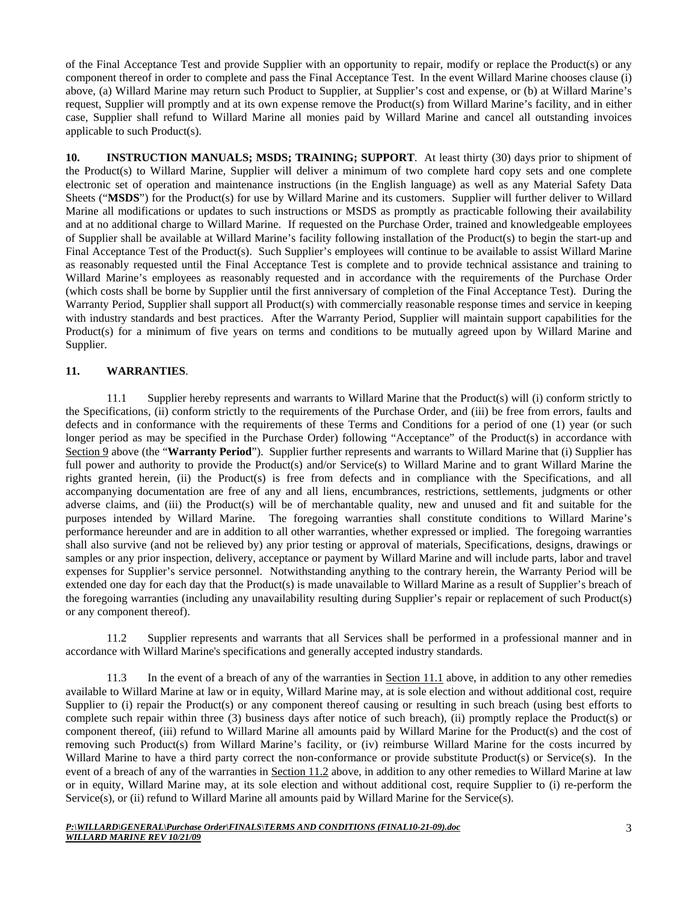of the Final Acceptance Test and provide Supplier with an opportunity to repair, modify or replace the Product(s) or any component thereof in order to complete and pass the Final Acceptance Test. In the event Willard Marine chooses clause (i) above, (a) Willard Marine may return such Product to Supplier, at Supplier's cost and expense, or (b) at Willard Marine's request, Supplier will promptly and at its own expense remove the Product(s) from Willard Marine's facility, and in either case, Supplier shall refund to Willard Marine all monies paid by Willard Marine and cancel all outstanding invoices applicable to such Product(s).

**10. INSTRUCTION MANUALS; MSDS; TRAINING; SUPPORT**. At least thirty (30) days prior to shipment of the Product(s) to Willard Marine, Supplier will deliver a minimum of two complete hard copy sets and one complete electronic set of operation and maintenance instructions (in the English language) as well as any Material Safety Data Sheets ("**MSDS**") for the Product(s) for use by Willard Marine and its customers. Supplier will further deliver to Willard Marine all modifications or updates to such instructions or MSDS as promptly as practicable following their availability and at no additional charge to Willard Marine. If requested on the Purchase Order, trained and knowledgeable employees of Supplier shall be available at Willard Marine's facility following installation of the Product(s) to begin the start-up and Final Acceptance Test of the Product(s). Such Supplier's employees will continue to be available to assist Willard Marine as reasonably requested until the Final Acceptance Test is complete and to provide technical assistance and training to Willard Marine's employees as reasonably requested and in accordance with the requirements of the Purchase Order (which costs shall be borne by Supplier until the first anniversary of completion of the Final Acceptance Test). During the Warranty Period, Supplier shall support all Product(s) with commercially reasonable response times and service in keeping with industry standards and best practices. After the Warranty Period, Supplier will maintain support capabilities for the Product(s) for a minimum of five years on terms and conditions to be mutually agreed upon by Willard Marine and Supplier.

**11. WARRANTIES**.

11.1 Supplier hereby represents and warrants to Willard Marine that the Product(s) will (i) conform strictly to the Specifications, (ii) conform strictly to the requirements of the Purchase Order, and (iii) be free from errors, faults and defects and in conformance with the requirements of these Terms and Conditions for a period of one (1) year (or such longer period as may be specified in the Purchase Order) following "Acceptance" of the Product(s) in accordance with Section 9 above (the "**Warranty Period**"). Supplier further represents and warrants to Willard Marine that (i) Supplier has full power and authority to provide the Product(s) and/or Service(s) to Willard Marine and to grant Willard Marine the rights granted herein, (ii) the Product(s) is free from defects and in compliance with the Specifications, and all accompanying documentation are free of any and all liens, encumbrances, restrictions, settlements, judgments or other adverse claims, and (iii) the Product(s) will be of merchantable quality, new and unused and fit and suitable for the purposes intended by Willard Marine. The foregoing warranties shall constitute conditions to Willard Marine's performance hereunder and are in addition to all other warranties, whether expressed or implied. The foregoing warranties shall also survive (and not be relieved by) any prior testing or approval of materials, Specifications, designs, drawings or samples or any prior inspection, delivery, acceptance or payment by Willard Marine and will include parts, labor and travel expenses for Supplier's service personnel. Notwithstanding anything to the contrary herein, the Warranty Period will be extended one day for each day that the Product(s) is made unavailable to Willard Marine as a result of Supplier's breach of the foregoing warranties (including any unavailability resulting during Supplier's repair or replacement of such Product(s) or any component thereof).

11.2 Supplier represents and warrants that all Services shall be performed in a professional manner and in accordance with Willard Marine's specifications and generally accepted industry standards.

11.3 In the event of a breach of any of the warranties in Section 11.1 above, in addition to any other remedies available to Willard Marine at law or in equity, Willard Marine may, at is sole election and without additional cost, require Supplier to (i) repair the Product(s) or any component thereof causing or resulting in such breach (using best efforts to complete such repair within three (3) business days after notice of such breach), (ii) promptly replace the Product(s) or component thereof, (iii) refund to Willard Marine all amounts paid by Willard Marine for the Product(s) and the cost of removing such Product(s) from Willard Marine's facility, or (iv) reimburse Willard Marine for the costs incurred by Willard Marine to have a third party correct the non-conformance or provide substitute Product(s) or Service(s). In the event of a breach of any of the warranties in Section 11.2 above, in addition to any other remedies to Willard Marine at law or in equity, Willard Marine may, at its sole election and without additional cost, require Supplier to (i) re-perform the Service(s), or (ii) refund to Willard Marine all amounts paid by Willard Marine for the Service(s).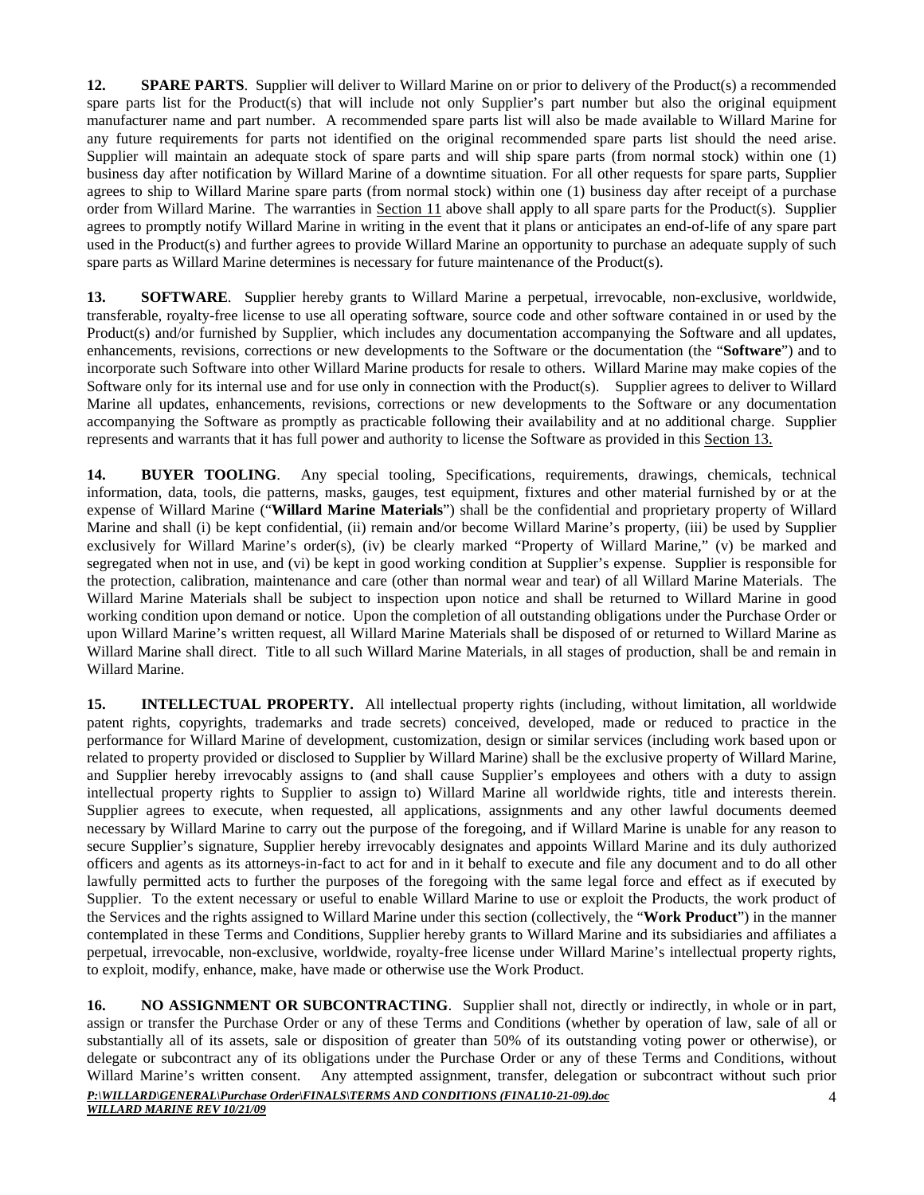**12. SPARE PARTS**. Supplier will deliver to Willard Marine on or prior to delivery of the Product(s) a recommended spare parts list for the Product(s) that will include not only Supplier's part number but also the original equipment manufacturer name and part number. A recommended spare parts list will also be made available to Willard Marine for any future requirements for parts not identified on the original recommended spare parts list should the need arise. Supplier will maintain an adequate stock of spare parts and will ship spare parts (from normal stock) within one (1) business day after notification by Willard Marine of a downtime situation. For all other requests for spare parts, Supplier agrees to ship to Willard Marine spare parts (from normal stock) within one (1) business day after receipt of a purchase order from Willard Marine. The warranties in Section 11 above shall apply to all spare parts for the Product(s). Supplier agrees to promptly notify Willard Marine in writing in the event that it plans or anticipates an end-of-life of any spare part used in the Product(s) and further agrees to provide Willard Marine an opportunity to purchase an adequate supply of such spare parts as Willard Marine determines is necessary for future maintenance of the Product(s).

**13. SOFTWARE**. Supplier hereby grants to Willard Marine a perpetual, irrevocable, non-exclusive, worldwide, transferable, royalty-free license to use all operating software, source code and other software contained in or used by the Product(s) and/or furnished by Supplier, which includes any documentation accompanying the Software and all updates, enhancements, revisions, corrections or new developments to the Software or the documentation (the "**Software**") and to incorporate such Software into other Willard Marine products for resale to others. Willard Marine may make copies of the Software only for its internal use and for use only in connection with the Product(s). Supplier agrees to deliver to Willard Marine all updates, enhancements, revisions, corrections or new developments to the Software or any documentation accompanying the Software as promptly as practicable following their availability and at no additional charge. Supplier represents and warrants that it has full power and authority to license the Software as provided in this Section 13.

**14. BUYER TOOLING**. Any special tooling, Specifications, requirements, drawings, chemicals, technical information, data, tools, die patterns, masks, gauges, test equipment, fixtures and other material furnished by or at the expense of Willard Marine ("**Willard Marine Materials**") shall be the confidential and proprietary property of Willard Marine and shall (i) be kept confidential, (ii) remain and/or become Willard Marine's property, (iii) be used by Supplier exclusively for Willard Marine's order(s), (iv) be clearly marked "Property of Willard Marine," (v) be marked and segregated when not in use, and (vi) be kept in good working condition at Supplier's expense. Supplier is responsible for the protection, calibration, maintenance and care (other than normal wear and tear) of all Willard Marine Materials. The Willard Marine Materials shall be subject to inspection upon notice and shall be returned to Willard Marine in good working condition upon demand or notice. Upon the completion of all outstanding obligations under the Purchase Order or upon Willard Marine's written request, all Willard Marine Materials shall be disposed of or returned to Willard Marine as Willard Marine shall direct. Title to all such Willard Marine Materials, in all stages of production, shall be and remain in Willard Marine.

**15. INTELLECTUAL PROPERTY.** All intellectual property rights (including, without limitation, all worldwide patent rights, copyrights, trademarks and trade secrets) conceived, developed, made or reduced to practice in the performance for Willard Marine of development, customization, design or similar services (including work based upon or related to property provided or disclosed to Supplier by Willard Marine) shall be the exclusive property of Willard Marine, and Supplier hereby irrevocably assigns to (and shall cause Supplier's employees and others with a duty to assign intellectual property rights to Supplier to assign to) Willard Marine all worldwide rights, title and interests therein. Supplier agrees to execute, when requested, all applications, assignments and any other lawful documents deemed necessary by Willard Marine to carry out the purpose of the foregoing, and if Willard Marine is unable for any reason to secure Supplier's signature, Supplier hereby irrevocably designates and appoints Willard Marine and its duly authorized officers and agents as its attorneys-in-fact to act for and in it behalf to execute and file any document and to do all other lawfully permitted acts to further the purposes of the foregoing with the same legal force and effect as if executed by Supplier. To the extent necessary or useful to enable Willard Marine to use or exploit the Products, the work product of the Services and the rights assigned to Willard Marine under this section (collectively, the "**Work Product**") in the manner contemplated in these Terms and Conditions, Supplier hereby grants to Willard Marine and its subsidiaries and affiliates a perpetual, irrevocable, non-exclusive, worldwide, royalty-free license under Willard Marine's intellectual property rights, to exploit, modify, enhance, make, have made or otherwise use the Work Product.

**16. NO ASSIGNMENT OR SUBCONTRACTING**. Supplier shall not, directly or indirectly, in whole or in part, assign or transfer the Purchase Order or any of these Terms and Conditions (whether by operation of law, sale of all or substantially all of its assets, sale or disposition of greater than 50% of its outstanding voting power or otherwise), or delegate or subcontract any of its obligations under the Purchase Order or any of these Terms and Conditions, without Willard Marine's written consent. Any attempted assignment, transfer, delegation or subcontract without such prior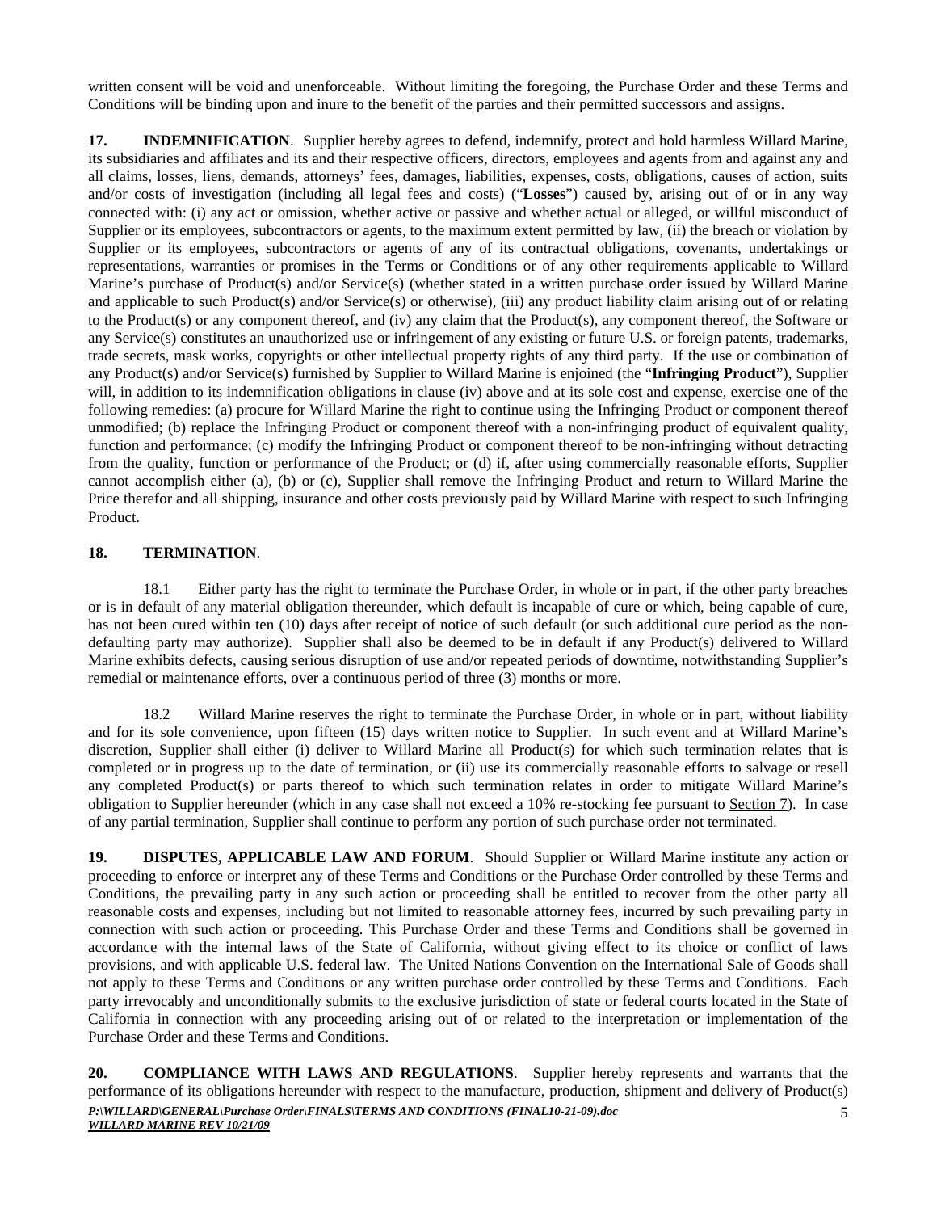written consent will be void and unenforceable. Without limiting the foregoing, the Purchase Order and these Terms and Conditions will be binding upon and inure to the benefit of the parties and their permitted successors and assigns.

**17. INDEMNIFICATION**. Supplier hereby agrees to defend, indemnify, protect and hold harmless Willard Marine, its subsidiaries and affiliates and its and their respective officers, directors, employees and agents from and against any and all claims, losses, liens, demands, attorneys' fees, damages, liabilities, expenses, costs, obligations, causes of action, suits and/or costs of investigation (including all legal fees and costs) ("**Losses**") caused by, arising out of or in any way connected with: (i) any act or omission, whether active or passive and whether actual or alleged, or willful misconduct of Supplier or its employees, subcontractors or agents, to the maximum extent permitted by law, (ii) the breach or violation by Supplier or its employees, subcontractors or agents of any of its contractual obligations, covenants, undertakings or representations, warranties or promises in the Terms or Conditions or of any other requirements applicable to Willard Marine's purchase of Product(s) and/or Service(s) (whether stated in a written purchase order issued by Willard Marine and applicable to such Product(s) and/or Service(s) or otherwise), (iii) any product liability claim arising out of or relating to the Product(s) or any component thereof, and (iv) any claim that the Product(s), any component thereof, the Software or any Service(s) constitutes an unauthorized use or infringement of any existing or future U.S. or foreign patents, trademarks, trade secrets, mask works, copyrights or other intellectual property rights of any third party. If the use or combination of any Product(s) and/or Service(s) furnished by Supplier to Willard Marine is enjoined (the "**Infringing Product**"), Supplier will, in addition to its indemnification obligations in clause (iv) above and at its sole cost and expense, exercise one of the following remedies: (a) procure for Willard Marine the right to continue using the Infringing Product or component thereof unmodified; (b) replace the Infringing Product or component thereof with a non-infringing product of equivalent quality, function and performance; (c) modify the Infringing Product or component thereof to be non-infringing without detracting from the quality, function or performance of the Product; or (d) if, after using commercially reasonable efforts, Supplier cannot accomplish either (a), (b) or (c), Supplier shall remove the Infringing Product and return to Willard Marine the Price therefor and all shipping, insurance and other costs previously paid by Willard Marine with respect to such Infringing Product.

**18. TERMINATION**.

18.1 Either party has the right to terminate the Purchase Order, in whole or in part, if the other party breaches or is in default of any material obligation thereunder, which default is incapable of cure or which, being capable of cure, has not been cured within ten (10) days after receipt of notice of such default (or such additional cure period as the non-defaulting party may authorize). Supplier shall also be deemed to be in default if any Product(s) delivered to Willard Marine exhibits defects, causing serious disruption of use and/or repeated periods of downtime, notwithstanding Supplier's remedial or maintenance efforts, over a continuous period of three (3) months or more.

18.2 Willard Marine reserves the right to terminate the Purchase Order, in whole or in part, without liability and for its sole convenience, upon fifteen (15) days written notice to Supplier. In such event and at Willard Marine's discretion, Supplier shall either (i) deliver to Willard Marine all Product(s) for which such termination relates that is completed or in progress up to the date of termination, or (ii) use its commercially reasonable efforts to salvage or resell any completed Product(s) or parts thereof to which such termination relates in order to mitigate Willard Marine's obligation to Supplier hereunder (which in any case shall not exceed a 10% re-stocking fee pursuant to Section 7). In case of any partial termination, Supplier shall continue to perform any portion of such purchase order not terminated.

**19. DISPUTES, APPLICABLE LAW AND FORUM**. Should Supplier or Willard Marine institute any action or proceeding to enforce or interpret any of these Terms and Conditions or the Purchase Order controlled by these Terms and Conditions, the prevailing party in any such action or proceeding shall be entitled to recover from the other party all reasonable costs and expenses, including but not limited to reasonable attorney fees, incurred by such prevailing party in connection with such action or proceeding. This Purchase Order and these Terms and Conditions shall be governed in accordance with the internal laws of the State of California, without giving effect to its choice or conflict of laws provisions, and with applicable U.S. federal law. The United Nations Convention on the International Sale of Goods shall not apply to these Terms and Conditions or any written purchase order controlled by these Terms and Conditions. Each party irrevocably and unconditionally submits to the exclusive jurisdiction of state or federal courts located in the State of California in connection with any proceeding arising out of or related to the interpretation or implementation of the Purchase Order and these Terms and Conditions.

**20. COMPLIANCE WITH LAWS AND REGULATIONS**. Supplier hereby represents and warrants that the performance of its obligations hereunder with respect to the manufacture, production, shipment and delivery of Product(s)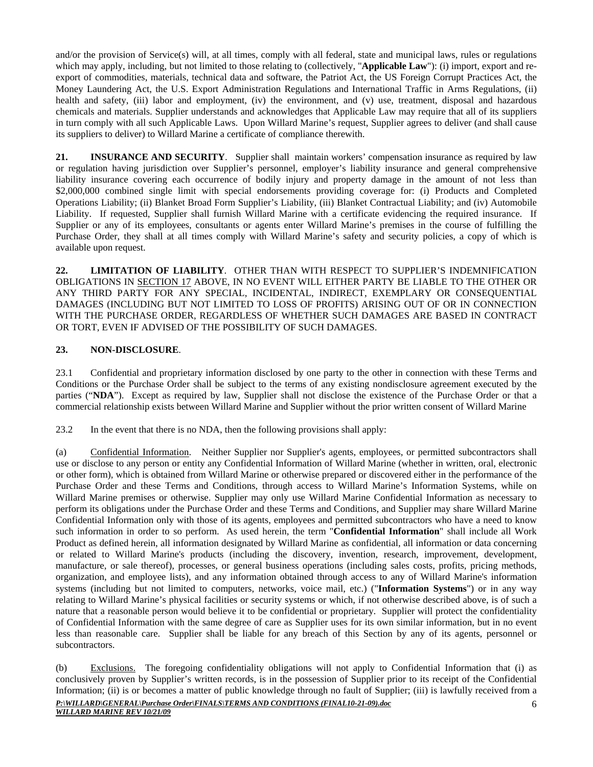and/or the provision of Service(s) will, at all times, comply with all federal, state and municipal laws, rules or regulations which may apply, including, but not limited to those relating to (collectively, "**Applicable Law**"): (i) import, export and re-export of commodities, materials, technical data and software, the Patriot Act, the US Foreign Corrupt Practices Act, the Money Laundering Act, the U.S. Export Administration Regulations and International Traffic in Arms Regulations, (ii) health and safety, (iii) labor and employment, (iv) the environment, and (v) use, treatment, disposal and hazardous chemicals and materials. Supplier understands and acknowledges that Applicable Law may require that all of its suppliers in turn comply with all such Applicable Laws. Upon Willard Marine's request, Supplier agrees to deliver (and shall cause its suppliers to deliver) to Willard Marine a certificate of compliance therewith.

**21. INSURANCE AND SECURITY**. Supplier shall maintain workers' compensation insurance as required by law or regulation having jurisdiction over Supplier's personnel, employer's liability insurance and general comprehensive liability insurance covering each occurrence of bodily injury and property damage in the amount of not less than $2,000,000 combined single limit with special endorsements providing coverage for: (i) Products and Completed Operations Liability; (ii) Blanket Broad Form Supplier's Liability, (iii) Blanket Contractual Liability; and (iv) Automobile Liability. If requested, Supplier shall furnish Willard Marine with a certificate evidencing the required insurance. If Supplier or any of its employees, consultants or agents enter Willard Marine's premises in the course of fulfilling the Purchase Order, they shall at all times comply with Willard Marine's safety and security policies, a copy of which is available upon request.

**22. LIMITATION OF LIABILITY**. OTHER THAN WITH RESPECT TO SUPPLIER'S INDEMNIFICATION OBLIGATIONS IN SECTION 17 ABOVE, IN NO EVENT WILL EITHER PARTY BE LIABLE TO THE OTHER OR ANY THIRD PARTY FOR ANY SPECIAL, INCIDENTAL, INDIRECT, EXEMPLARY OR CONSEQUENTIAL DAMAGES (INCLUDING BUT NOT LIMITED TO LOSS OF PROFITS) ARISING OUT OF OR IN CONNECTION WITH THE PURCHASE ORDER, REGARDLESS OF WHETHER SUCH DAMAGES ARE BASED IN CONTRACT OR TORT, EVEN IF ADVISED OF THE POSSIBILITY OF SUCH DAMAGES.

**23. NON-DISCLOSURE**.

23.1 Confidential and proprietary information disclosed by one party to the other in connection with these Terms and Conditions or the Purchase Order shall be subject to the terms of any existing nondisclosure agreement executed by the parties ("**NDA**"). Except as required by law, Supplier shall not disclose the existence of the Purchase Order or that a commercial relationship exists between Willard Marine and Supplier without the prior written consent of Willard Marine

23.2 In the event that there is no NDA, then the following provisions shall apply:

(a) Confidential Information. Neither Supplier nor Supplier's agents, employees, or permitted subcontractors shall use or disclose to any person or entity any Confidential Information of Willard Marine (whether in written, oral, electronic or other form), which is obtained from Willard Marine or otherwise prepared or discovered either in the performance of the Purchase Order and these Terms and Conditions, through access to Willard Marine's Information Systems, while on Willard Marine premises or otherwise. Supplier may only use Willard Marine Confidential Information as necessary to perform its obligations under the Purchase Order and these Terms and Conditions, and Supplier may share Willard Marine Confidential Information only with those of its agents, employees and permitted subcontractors who have a need to know such information in order to so perform. As used herein, the term "**Confidential Information**" shall include all Work Product as defined herein, all information designated by Willard Marine as confidential, all information or data concerning or related to Willard Marine's products (including the discovery, invention, research, improvement, development, manufacture, or sale thereof), processes, or general business operations (including sales costs, profits, pricing methods, organization, and employee lists), and any information obtained through access to any of Willard Marine's information systems (including but not limited to computers, networks, voice mail, etc.) ("**Information Systems**") or in any way relating to Willard Marine's physical facilities or security systems or which, if not otherwise described above, is of such a nature that a reasonable person would believe it to be confidential or proprietary. Supplier will protect the confidentiality of Confidential Information with the same degree of care as Supplier uses for its own similar information, but in no event less than reasonable care. Supplier shall be liable for any breach of this Section by any of its agents, personnel or subcontractors.

(b) Exclusions. The foregoing confidentiality obligations will not apply to Confidential Information that (i) as conclusively proven by Supplier's written records, is in the possession of Supplier prior to its receipt of the Confidential Information; (ii) is or becomes a matter of public knowledge through no fault of Supplier; (iii) is lawfully received from a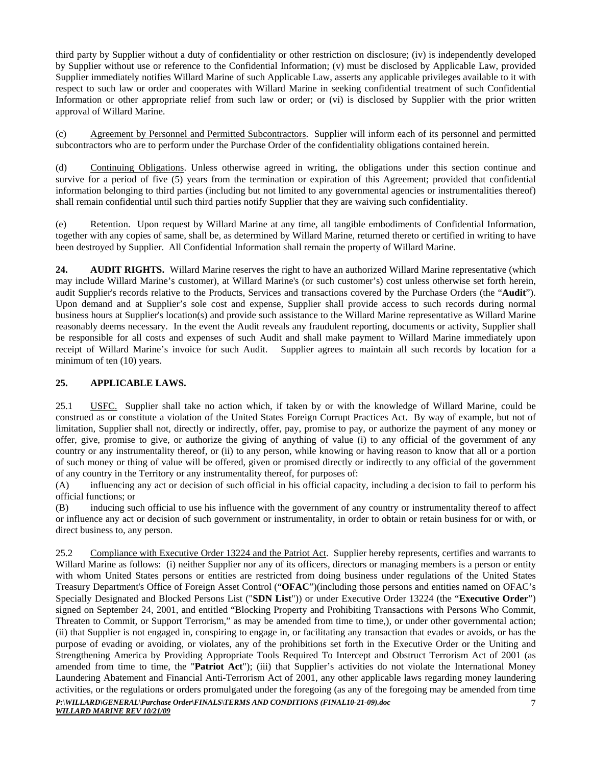third party by Supplier without a duty of confidentiality or other restriction on disclosure; (iv) is independently developed by Supplier without use or reference to the Confidential Information; (v) must be disclosed by Applicable Law, provided Supplier immediately notifies Willard Marine of such Applicable Law, asserts any applicable privileges available to it with respect to such law or order and cooperates with Willard Marine in seeking confidential treatment of such Confidential Information or other appropriate relief from such law or order; or (vi) is disclosed by Supplier with the prior written approval of Willard Marine.

(c) Agreement by Personnel and Permitted Subcontractors. Supplier will inform each of its personnel and permitted subcontractors who are to perform under the Purchase Order of the confidentiality obligations contained herein.

(d) Continuing Obligations. Unless otherwise agreed in writing, the obligations under this section continue and survive for a period of five (5) years from the termination or expiration of this Agreement; provided that confidential information belonging to third parties (including but not limited to any governmental agencies or instrumentalities thereof) shall remain confidential until such third parties notify Supplier that they are waiving such confidentiality.

(e) Retention. Upon request by Willard Marine at any time, all tangible embodiments of Confidential Information, together with any copies of same, shall be, as determined by Willard Marine, returned thereto or certified in writing to have been destroyed by Supplier. All Confidential Information shall remain the property of Willard Marine.

**24. AUDIT RIGHTS.** Willard Marine reserves the right to have an authorized Willard Marine representative (which may include Willard Marine's customer), at Willard Marine's (or such customer's) cost unless otherwise set forth herein, audit Supplier's records relative to the Products, Services and transactions covered by the Purchase Orders (the "**Audit**"). Upon demand and at Supplier's sole cost and expense, Supplier shall provide access to such records during normal business hours at Supplier's location(s) and provide such assistance to the Willard Marine representative as Willard Marine reasonably deems necessary. In the event the Audit reveals any fraudulent reporting, documents or activity, Supplier shall be responsible for all costs and expenses of such Audit and shall make payment to Willard Marine immediately upon receipt of Willard Marine's invoice for such Audit. Supplier agrees to maintain all such records by location for a minimum of ten (10) years.

**25. APPLICABLE LAWS.**

25.1 USFC. Supplier shall take no action which, if taken by or with the knowledge of Willard Marine, could be construed as or constitute a violation of the United States Foreign Corrupt Practices Act. By way of example, but not of limitation, Supplier shall not, directly or indirectly, offer, pay, promise to pay, or authorize the payment of any money or offer, give, promise to give, or authorize the giving of anything of value (i) to any official of the government of any country or any instrumentality thereof, or (ii) to any person, while knowing or having reason to know that all or a portion of such money or thing of value will be offered, given or promised directly or indirectly to any official of the government of any country in the Territory or any instrumentality thereof, for purposes of:

(A) influencing any act or decision of such official in his official capacity, including a decision to fail to perform his official functions; or

(B) inducing such official to use his influence with the government of any country or instrumentality thereof to affect or influence any act or decision of such government or instrumentality, in order to obtain or retain business for or with, or direct business to, any person.

25.2 Compliance with Executive Order 13224 and the Patriot Act. Supplier hereby represents, certifies and warrants to Willard Marine as follows: (i) neither Supplier nor any of its officers, directors or managing members is a person or entity with whom United States persons or entities are restricted from doing business under regulations of the United States Treasury Department's Office of Foreign Asset Control ("**OFAC**")(including those persons and entities named on OFAC's Specially Designated and Blocked Persons List ("**SDN List**")) or under Executive Order 13224 (the "**Executive Order**") signed on September 24, 2001, and entitled "Blocking Property and Prohibiting Transactions with Persons Who Commit, Threaten to Commit, or Support Terrorism," as may be amended from time to time,), or under other governmental action; (ii) that Supplier is not engaged in, conspiring to engage in, or facilitating any transaction that evades or avoids, or has the purpose of evading or avoiding, or violates, any of the prohibitions set forth in the Executive Order or the Uniting and Strengthening America by Providing Appropriate Tools Required To Intercept and Obstruct Terrorism Act of 2001 (as amended from time to time, the "**Patriot Act**"); (iii) that Supplier's activities do not violate the International Money Laundering Abatement and Financial Anti-Terrorism Act of 2001, any other applicable laws regarding money laundering activities, or the regulations or orders promulgated under the foregoing (as any of the foregoing may be amended from time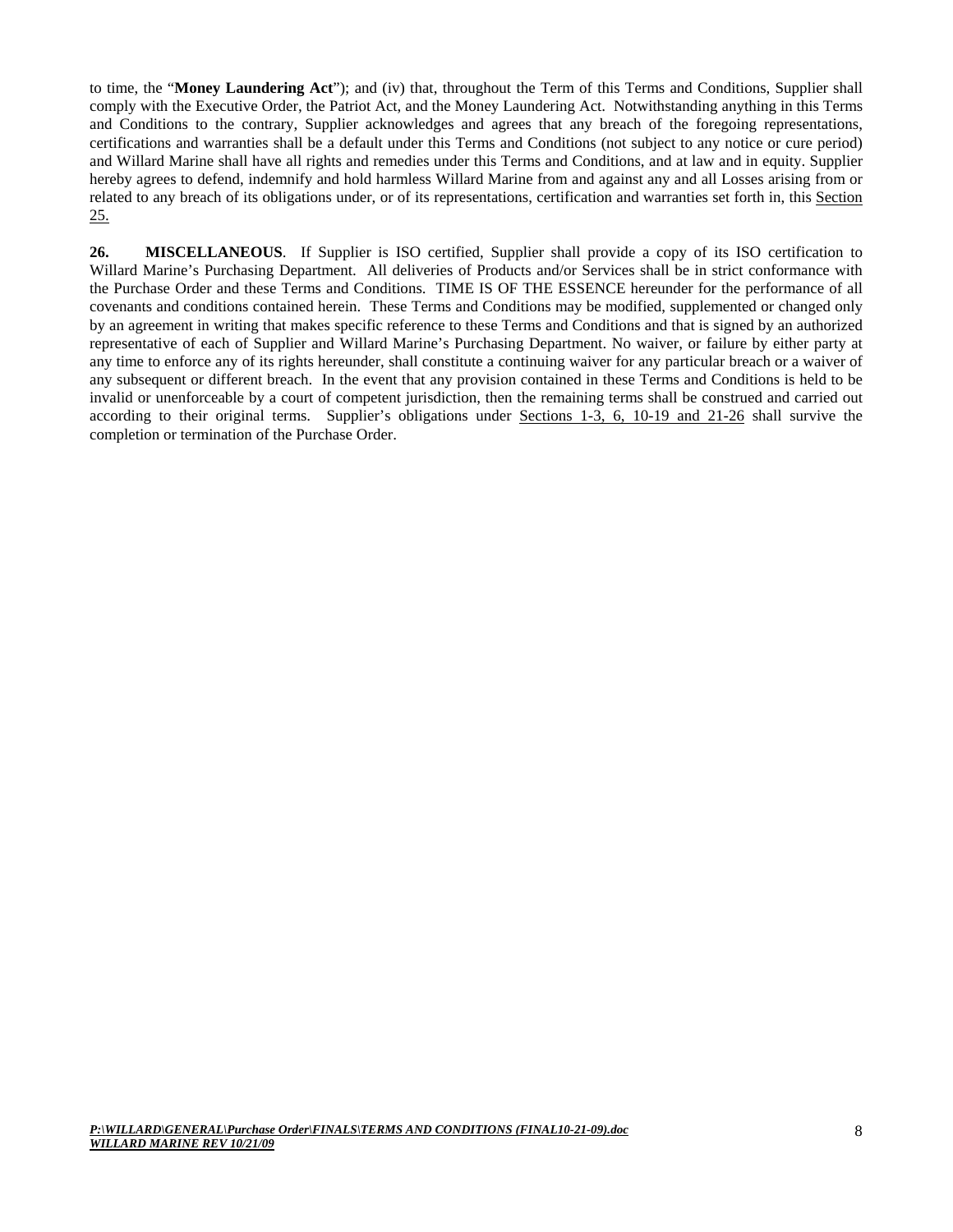to time, the "**Money Laundering Act**"); and (iv) that, throughout the Term of this Terms and Conditions, Supplier shall comply with the Executive Order, the Patriot Act, and the Money Laundering Act. Notwithstanding anything in this Terms and Conditions to the contrary, Supplier acknowledges and agrees that any breach of the foregoing representations, certifications and warranties shall be a default under this Terms and Conditions (not subject to any notice or cure period) and Willard Marine shall have all rights and remedies under this Terms and Conditions, and at law and in equity. Supplier hereby agrees to defend, indemnify and hold harmless Willard Marine from and against any and all Losses arising from or related to any breach of its obligations under, or of its representations, certification and warranties set forth in, this Section 25.

**26. MISCELLANEOUS**. If Supplier is ISO certified, Supplier shall provide a copy of its ISO certification to Willard Marine's Purchasing Department. All deliveries of Products and/or Services shall be in strict conformance with the Purchase Order and these Terms and Conditions. TIME IS OF THE ESSENCE hereunder for the performance of all covenants and conditions contained herein. These Terms and Conditions may be modified, supplemented or changed only by an agreement in writing that makes specific reference to these Terms and Conditions and that is signed by an authorized representative of each of Supplier and Willard Marine's Purchasing Department. No waiver, or failure by either party at any time to enforce any of its rights hereunder, shall constitute a continuing waiver for any particular breach or a waiver of any subsequent or different breach. In the event that any provision contained in these Terms and Conditions is held to be invalid or unenforceable by a court of competent jurisdiction, then the remaining terms shall be construed and carried out according to their original terms. Supplier's obligations under Sections 1-3, 6, 10-19 and 21-26 shall survive the completion or termination of the Purchase Order.